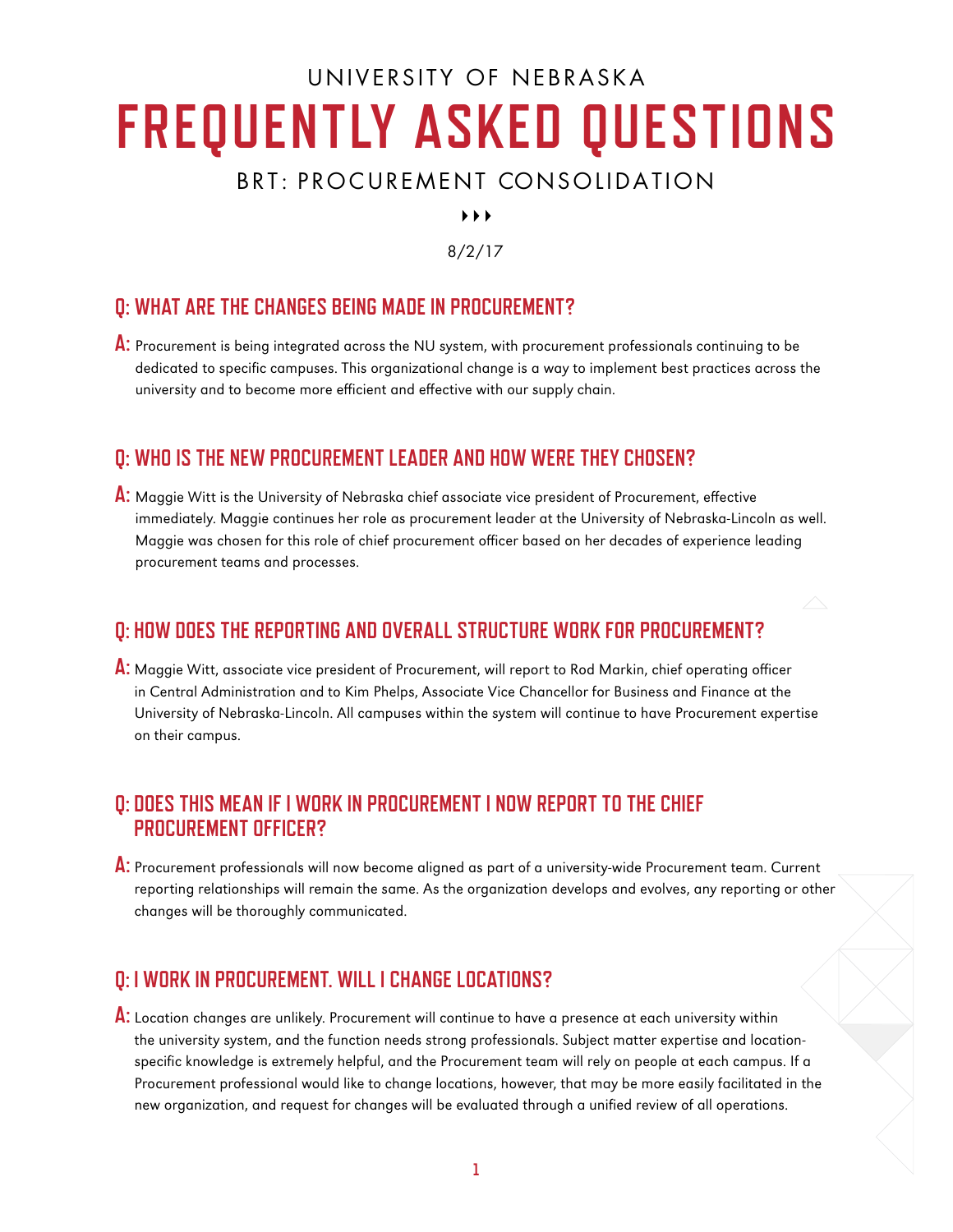UNIVERSITY OF NEBRASKA

# FREQUENTLY ASKED QUESTIONS

## BRT: PROCUREMENT CONSOLIDATION

8/2/17

### Q: WHAT ARE THE CHANGES BEING MADE IN PROCUREMENT?

**A:** Procurement is being integrated across the NU system, with procurement professionals continuing to be dedicated to specific campuses. This organizational change is a way to implement best practices across the university and to become more efficient and effective with our supply chain.

### Q: WHO IS THE NEW PROCUREMENT LEADER AND HOW WERE THEY CHOSEN?

**A:** Maggie Witt is the University of Nebraska chief associate vice president of Procurement, effective immediately. Maggie continues her role as procurement leader at the University of Nebraska-Lincoln as well. Maggie was chosen for this role of chief procurement officer based on her decades of experience leading procurement teams and processes.

### Q: HOW DOES THE REPORTING AND OVERALL STRUCTURE WORK FOR PROCUREMENT?

**A:** Maggie Witt, associate vice president of Procurement, will report to Rod Markin, chief operating officer in Central Administration and to Kim Phelps, Associate Vice Chancellor for Business and Finance at the University of Nebraska-Lincoln. All campuses within the system will continue to have Procurement expertise on their campus.

### Q: DOES THIS MEAN IF I WORK IN PROCUREMENT I NOW REPORT TO THE CHIEF PROCUREMENT OFFICER?

**A:** Procurement professionals will now become aligned as part of a university-wide Procurement team. Current reporting relationships will remain the same. As the organization develops and evolves, any reporting or other changes will be thoroughly communicated.

### Q: I WORK IN PROCUREMENT. WILL I CHANGE LOCATIONS?

**A:** Location changes are unlikely. Procurement will continue to have a presence at each university within the university system, and the function needs strong professionals. Subject matter expertise and location-specific knowledge is extremely helpful, and the Procurement team will rely on people at each campus. If a Procurement professional would like to change locations, however, that may be more easily facilitated in the new organization, and request for changes will be evaluated through a unified review of all operations.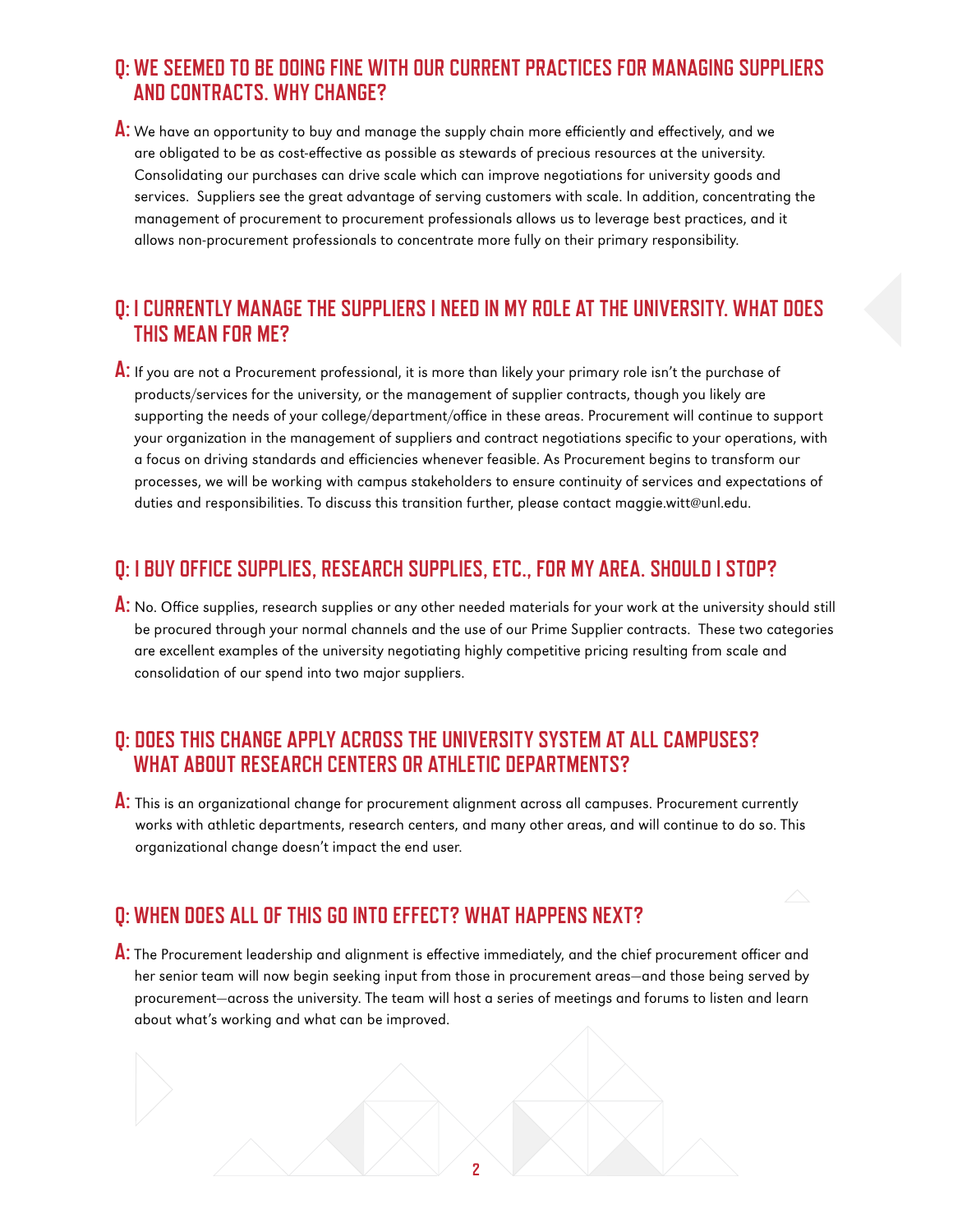## Q: WE SEEMED TO BE DOING FINE WITH OUR CURRENT PRACTICES FOR MANAGING SUPPLIERS AND CONTRACTS. WHY CHANGE?

**A:** We have an opportunity to buy and manage the supply chain more efficiently and effectively, and we are obligated to be as cost-effective as possible as stewards of precious resources at the university. Consolidating our purchases can drive scale which can improve negotiations for university goods and services. Suppliers see the great advantage of serving customers with scale. In addition, concentrating the management of procurement to procurement professionals allows us to leverage best practices, and it allows non-procurement professionals to concentrate more fully on their primary responsibility.

## Q: I CURRENTLY MANAGE THE SUPPLIERS I NEED IN MY ROLE AT THE UNIVERSITY. WHAT DOES THIS MEAN FOR ME?

**A:** If you are not a Procurement professional, it is more than likely your primary role isn't the purchase of products/services for the university, or the management of supplier contracts, though you likely are supporting the needs of your college/department/office in these areas. Procurement will continue to support your organization in the management of suppliers and contract negotiations specific to your operations, with a focus on driving standards and efficiencies whenever feasible. As Procurement begins to transform our processes, we will be working with campus stakeholders to ensure continuity of services and expectations of duties and responsibilities. To discuss this transition further, please contact maggie.witt@unl.edu.

## Q: I BUY OFFICE SUPPLIES, RESEARCH SUPPLIES, ETC., FOR MY AREA. SHOULD I STOP?

**A:** No. Office supplies, research supplies or any other needed materials for your work at the university should still be procured through your normal channels and the use of our Prime Supplier contracts. These two categories are excellent examples of the university negotiating highly competitive pricing resulting from scale and consolidation of our spend into two major suppliers.

## Q: DOES THIS CHANGE APPLY ACROSS THE UNIVERSITY SYSTEM AT ALL CAMPUSES? WHAT ABOUT RESEARCH CENTERS OR ATHLETIC DEPARTMENTS?

**A:** This is an organizational change for procurement alignment across all campuses. Procurement currently works with athletic departments, research centers, and many other areas, and will continue to do so. This organizational change doesn't impact the end user.

## Q: WHEN DOES ALL OF THIS GO INTO EFFECT? WHAT HAPPENS NEXT?

**A:** The Procurement leadership and alignment is effective immediately, and the chief procurement officer and her senior team will now begin seeking input from those in procurement areas—and those being served by procurement—across the university. The team will host a series of meetings and forums to listen and learn about what's working and what can be improved.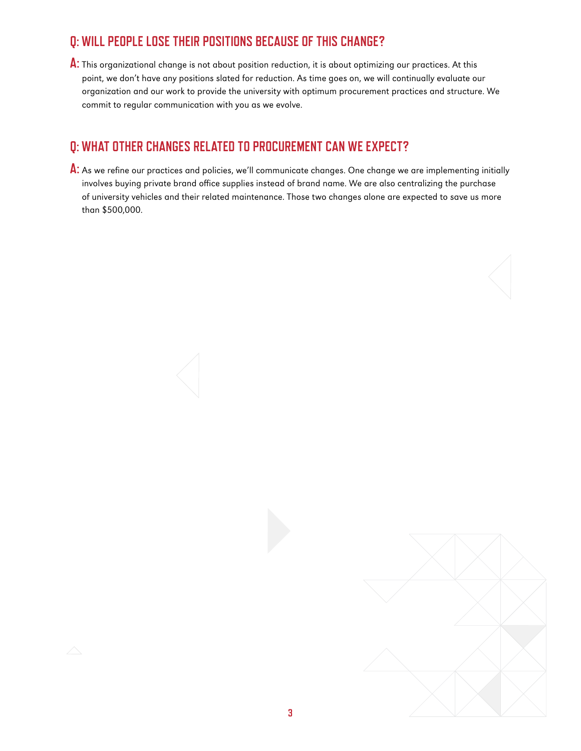## Q: WILL PEOPLE LOSE THEIR POSITIONS BECAUSE OF THIS CHANGE?

**A:** This organizational change is not about position reduction, it is about optimizing our practices. At this point, we don't have any positions slated for reduction. As time goes on, we will continually evaluate our organization and our work to provide the university with optimum procurement practices and structure. We commit to regular communication with you as we evolve.

## Q: WHAT OTHER CHANGES RELATED TO PROCUREMENT CAN WE EXPECT?

**A:** As we refine our practices and policies, we'll communicate changes. One change we are implementing initially involves buying private brand office supplies instead of brand name. We are also centralizing the purchase of university vehicles and their related maintenance. Those two changes alone are expected to save us more than $500,000.